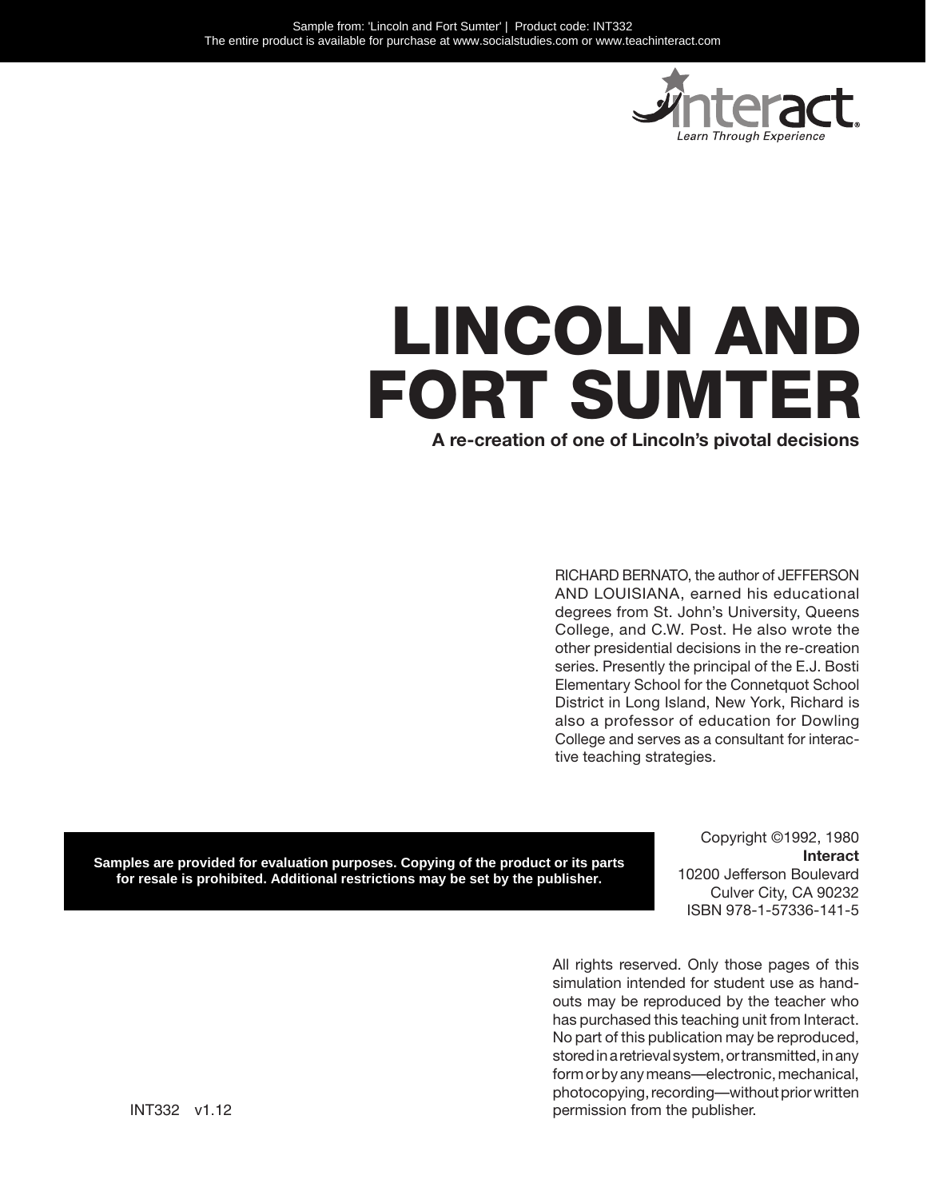Sample from: 'Lincoln and Fort Sumter' | Product code: INT332
The entire product is available for purchase at www.socialstudies.com or www.teachinteract.com

interact
Learn Through Experience

# LINCOLN AND FORT SUMTER

**A re-creation of one of Lincoln's pivotal decisions**

RICHARD BERNATO, the author of JEFFERSON AND LOUISIANA, earned his educational degrees from St. John's University, Queens College, and C.W. Post. He also wrote the other presidential decisions in the re-creation series. Presently the principal of the E.J. Bosti Elementary School for the Connetquot School District in Long Island, New York, Richard is also a professor of education for Dowling College and serves as a consultant for interactive teaching strategies.

**Samples are provided for evaluation purposes. Copying of the product or its parts for resale is prohibited. Additional restrictions may be set by the publisher.**

Copyright ©1992, 1980
**Interact**
10200 Jefferson Boulevard
Culver City, CA 90232
ISBN 978-1-57336-141-5

All rights reserved. Only those pages of this simulation intended for student use as handouts may be reproduced by the teacher who has purchased this teaching unit from Interact. No part of this publication may be reproduced, stored in a retrieval system, or transmitted, in any form or by any means—electronic, mechanical, photocopying, recording—without prior written permission from the publisher.

INT332 v1.12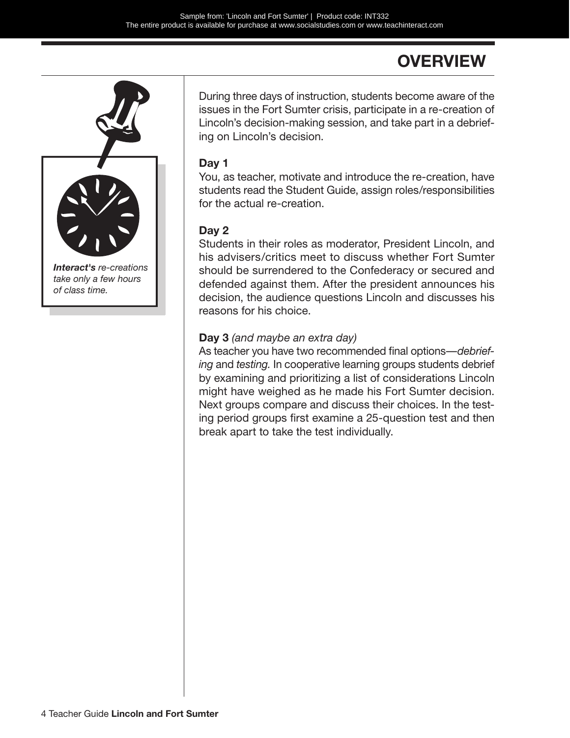# OVERVIEW

*Interact's re-creations take only a few hours of class time.*

During three days of instruction, students become aware of the issues in the Fort Sumter crisis, participate in a re-creation of Lincoln's decision-making session, and take part in a debriefing on Lincoln's decision.

**Day 1**
You, as teacher, motivate and introduce the re-creation, have students read the Student Guide, assign roles/responsibilities for the actual re-creation.

**Day 2**
Students in their roles as moderator, President Lincoln, and his advisers/critics meet to discuss whether Fort Sumter should be surrendered to the Confederacy or secured and defended against them. After the president announces his decision, the audience questions Lincoln and discusses his reasons for his choice.

**Day 3** *(and maybe an extra day)*
As teacher you have two recommended final options—*debriefing* and *testing.* In cooperative learning groups students debrief by examining and prioritizing a list of considerations Lincoln might have weighed as he made his Fort Sumter decision. Next groups compare and discuss their choices. In the testing period groups first examine a 25-question test and then break apart to take the test individually.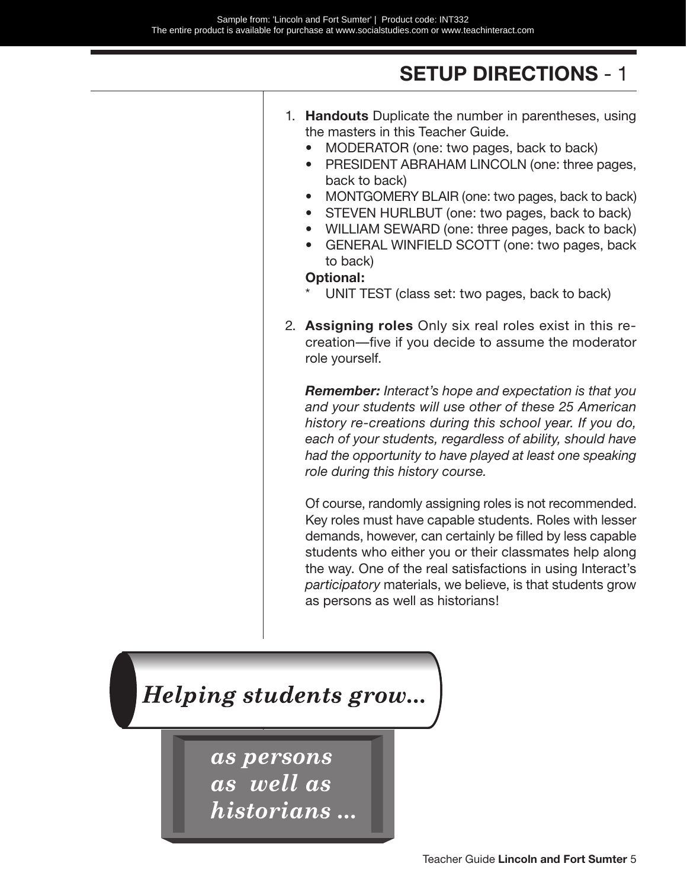## SETUP DIRECTIONS - 1

1. **Handouts** Duplicate the number in parentheses, using the masters in this Teacher Guide.
   - MODERATOR (one: two pages, back to back)
   - PRESIDENT ABRAHAM LINCOLN (one: three pages, back to back)
   - MONTGOMERY BLAIR (one: two pages, back to back)
   - STEVEN HURLBUT (one: two pages, back to back)
   - WILLIAM SEWARD (one: three pages, back to back)
   - GENERAL WINFIELD SCOTT (one: two pages, back to back)

   **Optional:**

   * UNIT TEST (class set: two pages, back to back)

2. **Assigning roles** Only six real roles exist in this re-creation—five if you decide to assume the moderator role yourself.

   ***Remember:*** *Interact's hope and expectation is that you and your students will use other of these 25 American history re-creations during this school year. If you do, each of your students, regardless of ability, should have had the opportunity to have played at least one speaking role during this history course.*

   Of course, randomly assigning roles is not recommended. Key roles must have capable students. Roles with lesser demands, however, can certainly be filled by less capable students who either you or their classmates help along the way. One of the real satisfactions in using Interact's *participatory* materials, we believe, is that students grow as persons as well as historians!

*Helping students grow...*

*as persons as well as historians ...*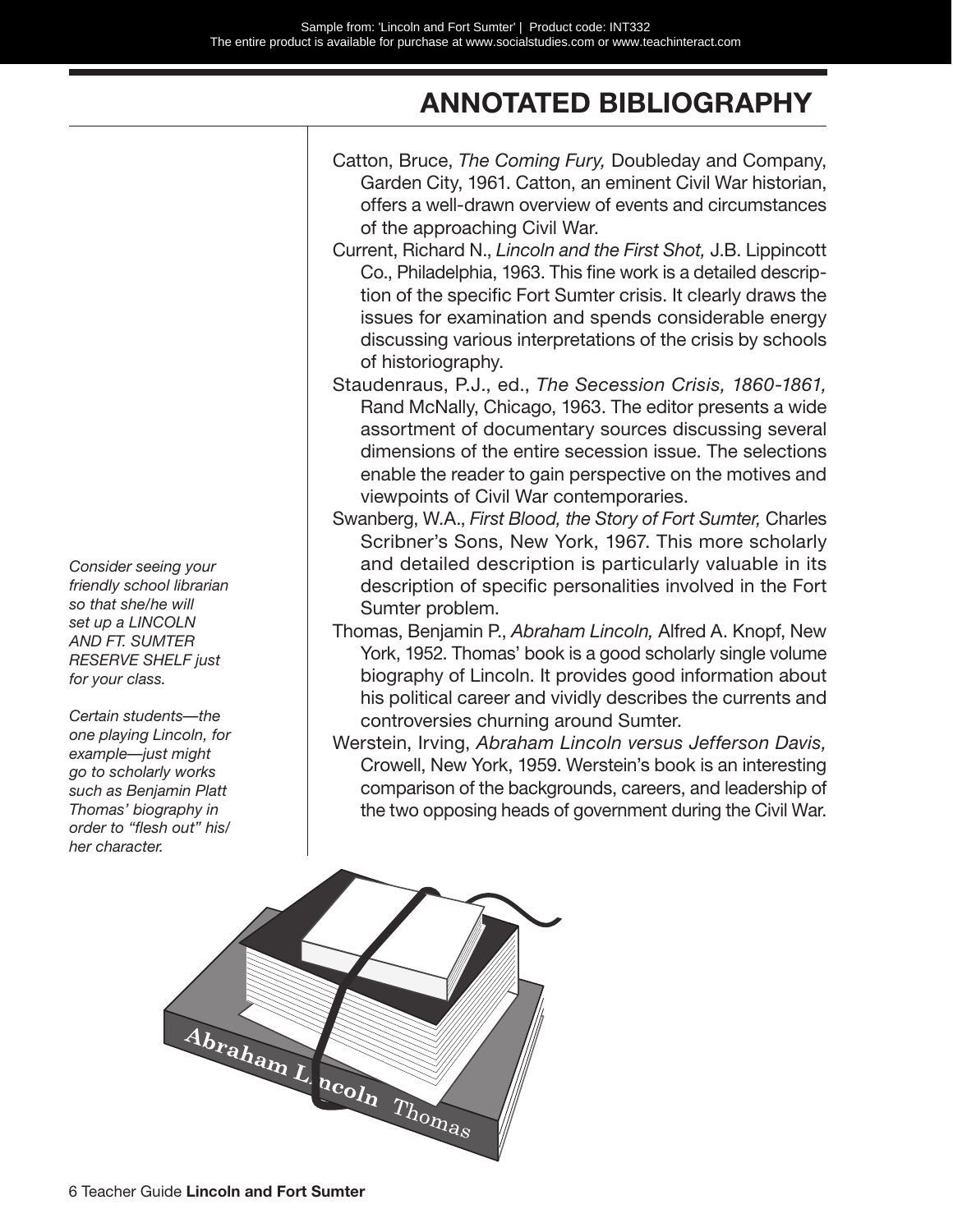# ANNOTATED BIBLIOGRAPHY

Catton, Bruce, *The Coming Fury,* Doubleday and Company, Garden City, 1961. Catton, an eminent Civil War historian, offers a well-drawn overview of events and circumstances of the approaching Civil War.

Current, Richard N., *Lincoln and the First Shot,* J.B. Lippincott Co., Philadelphia, 1963. This fine work is a detailed description of the specific Fort Sumter crisis. It clearly draws the issues for examination and spends considerable energy discussing various interpretations of the crisis by schools of historiography.

Staudenraus, P.J., ed., *The Secession Crisis, 1860-1861,* Rand McNally, Chicago, 1963. The editor presents a wide assortment of documentary sources discussing several dimensions of the entire secession issue. The selections enable the reader to gain perspective on the motives and viewpoints of Civil War contemporaries.

Swanberg, W.A., *First Blood, the Story of Fort Sumter,* Charles Scribner's Sons, New York, 1967. This more scholarly and detailed description is particularly valuable in its description of specific personalities involved in the Fort Sumter problem.

Thomas, Benjamin P., *Abraham Lincoln,* Alfred A. Knopf, New York, 1952. Thomas' book is a good scholarly single volume biography of Lincoln. It provides good information about his political career and vividly describes the currents and controversies churning around Sumter.

Werstein, Irving, *Abraham Lincoln versus Jefferson Davis,* Crowell, New York, 1959. Werstein's book is an interesting comparison of the backgrounds, careers, and leadership of the two opposing heads of government during the Civil War.

*Consider seeing your friendly school librarian so that she/he will set up a LINCOLN AND FT. SUMTER RESERVE SHELF just for your class.*

*Certain students—the one playing Lincoln, for example—just might go to scholarly works such as Benjamin Platt Thomas' biography in order to "flesh out" his/her character.*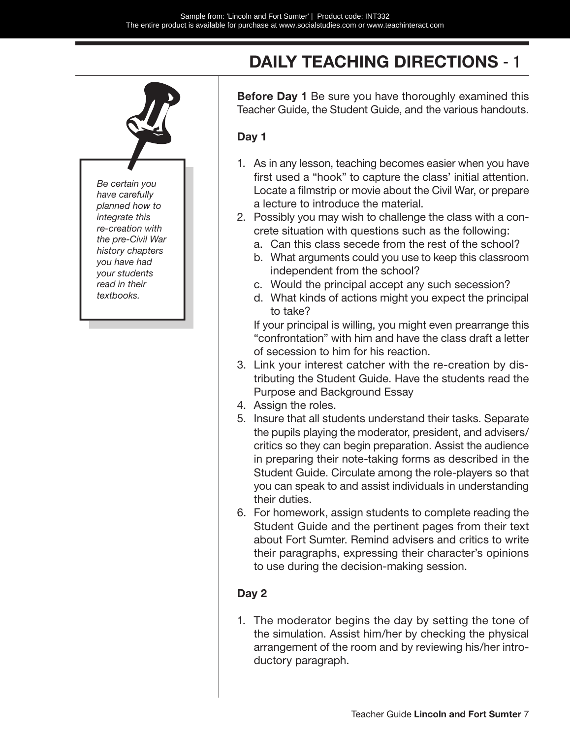# DAILY TEACHING DIRECTIONS - 1

*Be certain you have carefully planned how to integrate this re-creation with the pre-Civil War history chapters you have had your students read in their textbooks.*

**Before Day 1** Be sure you have thoroughly examined this Teacher Guide, the Student Guide, and the various handouts.

**Day 1**

1. As in any lesson, teaching becomes easier when you have first used a "hook" to capture the class' initial attention. Locate a filmstrip or movie about the Civil War, or prepare a lecture to introduce the material.
2. Possibly you may wish to challenge the class with a concrete situation with questions such as the following:
   a. Can this class secede from the rest of the school?
   b. What arguments could you use to keep this classroom independent from the school?
   c. Would the principal accept any such secession?
   d. What kinds of actions might you expect the principal to take?

   If your principal is willing, you might even prearrange this "confrontation" with him and have the class draft a letter of secession to him for his reaction.
3. Link your interest catcher with the re-creation by distributing the Student Guide. Have the students read the Purpose and Background Essay
4. Assign the roles.
5. Insure that all students understand their tasks. Separate the pupils playing the moderator, president, and advisers/critics so they can begin preparation. Assist the audience in preparing their note-taking forms as described in the Student Guide. Circulate among the role-players so that you can speak to and assist individuals in understanding their duties.
6. For homework, assign students to complete reading the Student Guide and the pertinent pages from their text about Fort Sumter. Remind advisers and critics to write their paragraphs, expressing their character's opinions to use during the decision-making session.

**Day 2**

1. The moderator begins the day by setting the tone of the simulation. Assist him/her by checking the physical arrangement of the room and by reviewing his/her introductory paragraph.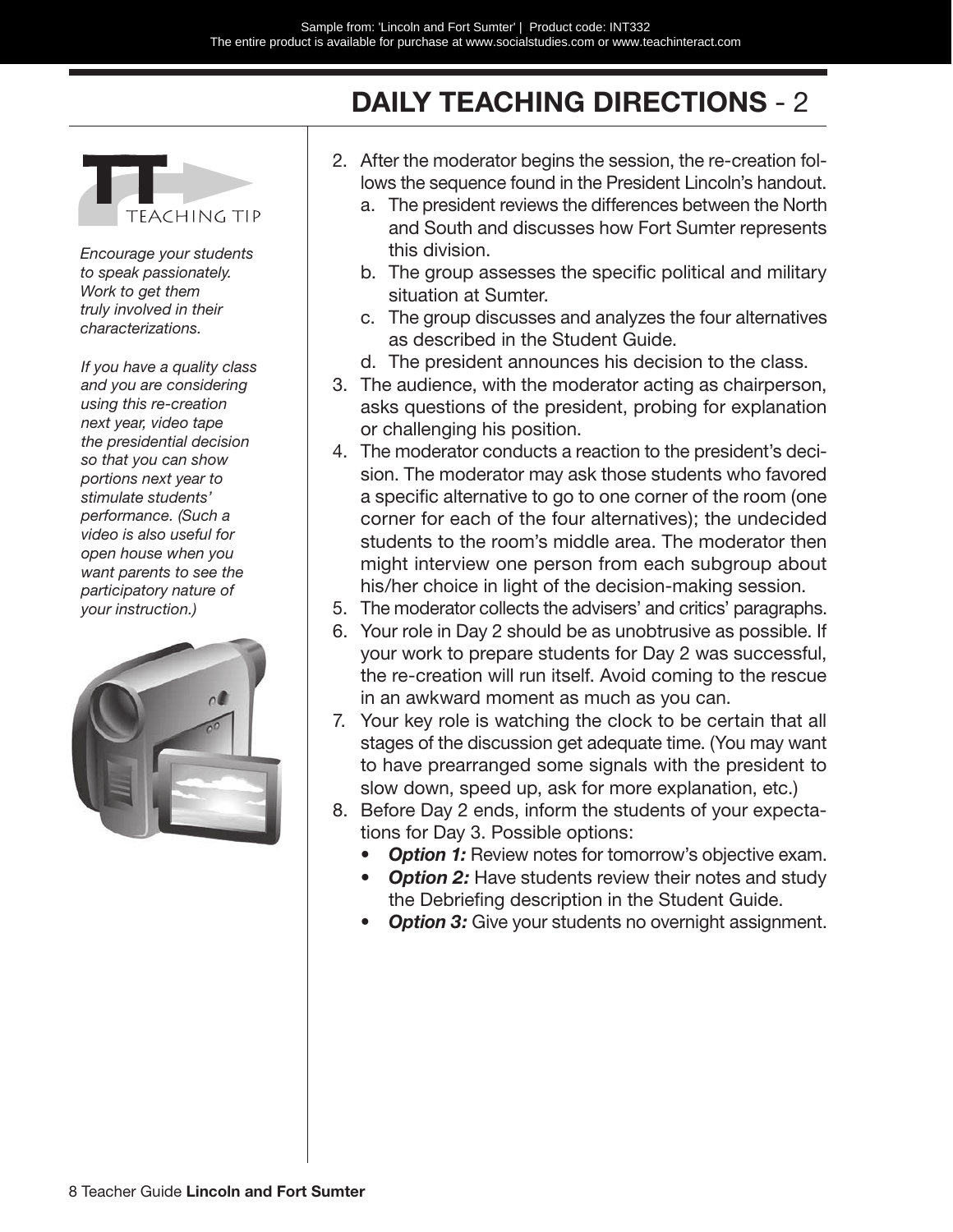# DAILY TEACHING DIRECTIONS - 2

TEACHING TIP

*Encourage your students to speak passionately. Work to get them truly involved in their characterizations.*

*If you have a quality class and you are considering using this re-creation next year, video tape the presidential decision so that you can show portions next year to stimulate students' performance. (Such a video is also useful for open house when you want parents to see the participatory nature of your instruction.)*

2. After the moderator begins the session, the re-creation follows the sequence found in the President Lincoln's handout.
   a. The president reviews the differences between the North and South and discusses how Fort Sumter represents this division.
   b. The group assesses the specific political and military situation at Sumter.
   c. The group discusses and analyzes the four alternatives as described in the Student Guide.
   d. The president announces his decision to the class.
3. The audience, with the moderator acting as chairperson, asks questions of the president, probing for explanation or challenging his position.
4. The moderator conducts a reaction to the president's decision. The moderator may ask those students who favored a specific alternative to go to one corner of the room (one corner for each of the four alternatives); the undecided students to the room's middle area. The moderator then might interview one person from each subgroup about his/her choice in light of the decision-making session.
5. The moderator collects the advisers' and critics' paragraphs.
6. Your role in Day 2 should be as unobtrusive as possible. If your work to prepare students for Day 2 was successful, the re-creation will run itself. Avoid coming to the rescue in an awkward moment as much as you can.
7. Your key role is watching the clock to be certain that all stages of the discussion get adequate time. (You may want to have prearranged some signals with the president to slow down, speed up, ask for more explanation, etc.)
8. Before Day 2 ends, inform the students of your expectations for Day 3. Possible options:
   - ***Option 1:*** Review notes for tomorrow's objective exam.
   - ***Option 2:*** Have students review their notes and study the Debriefing description in the Student Guide.
   - ***Option 3:*** Give your students no overnight assignment.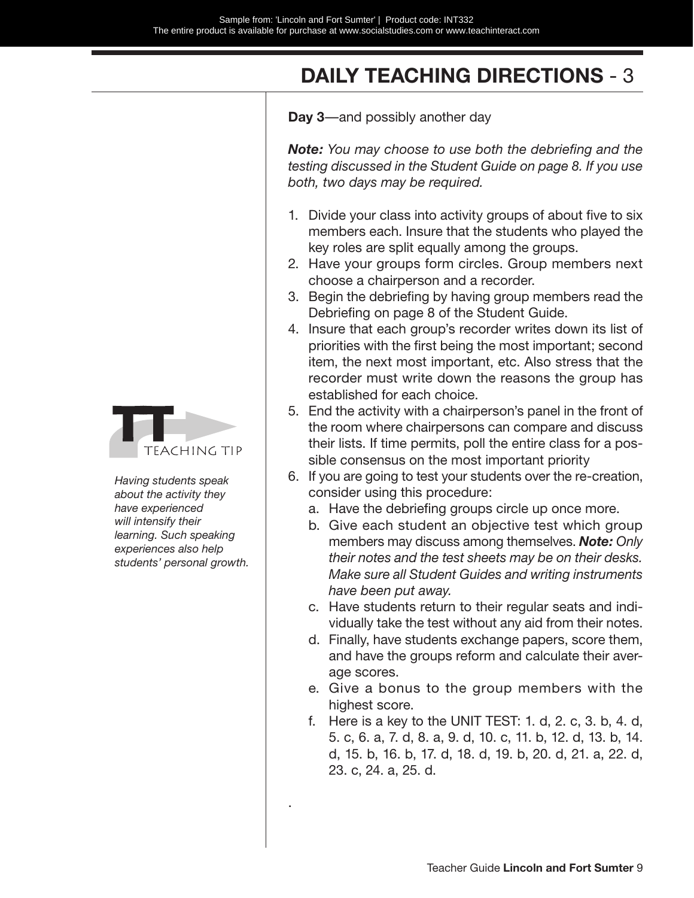# DAILY TEACHING DIRECTIONS - 3

**Day 3**—and possibly another day

***Note:*** *You may choose to use both the debriefing and the testing discussed in the Student Guide on page 8. If you use both, two days may be required.*

1. Divide your class into activity groups of about five to six members each. Insure that the students who played the key roles are split equally among the groups.
2. Have your groups form circles. Group members next choose a chairperson and a recorder.
3. Begin the debriefing by having group members read the Debriefing on page 8 of the Student Guide.
4. Insure that each group's recorder writes down its list of priorities with the first being the most important; second item, the next most important, etc. Also stress that the recorder must write down the reasons the group has established for each choice.
5. End the activity with a chairperson's panel in the front of the room where chairpersons can compare and discuss their lists. If time permits, poll the entire class for a possible consensus on the most important priority
6. If you are going to test your students over the re-creation, consider using this procedure:
   a. Have the debriefing groups circle up once more.
   b. Give each student an objective test which group members may discuss among themselves. ***Note:*** *Only their notes and the test sheets may be on their desks. Make sure all Student Guides and writing instruments have been put away.*
   c. Have students return to their regular seats and individually take the test without any aid from their notes.
   d. Finally, have students exchange papers, score them, and have the groups reform and calculate their average scores.
   e. Give a bonus to the group members with the highest score.
   f. Here is a key to the UNIT TEST: 1. d, 2. c, 3. b, 4. d, 5. c, 6. a, 7. d, 8. a, 9. d, 10. c, 11. b, 12. d, 13. b, 14. d, 15. b, 16. b, 17. d, 18. d, 19. b, 20. d, 21. a, 22. d, 23. c, 24. a, 25. d.

**TEACHING TIP**

*Having students speak about the activity they have experienced will intensify their learning. Such speaking experiences also help students' personal growth.*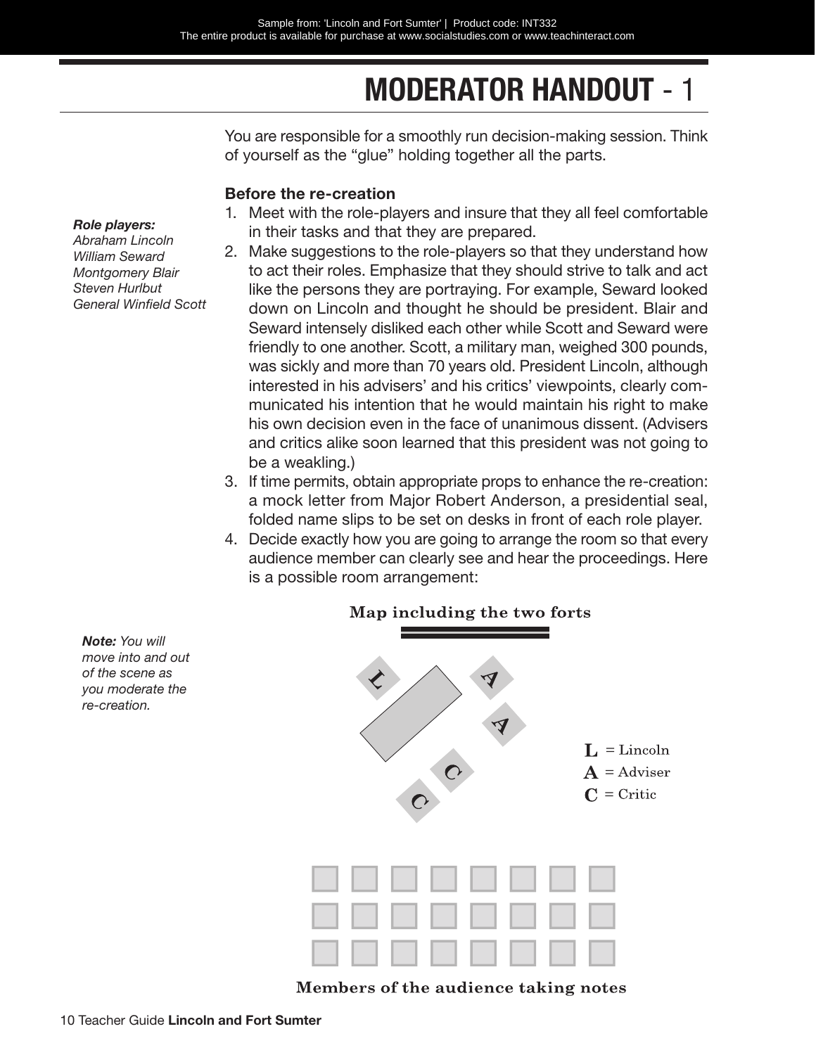# MODERATOR HANDOUT - 1

You are responsible for a smoothly run decision-making session. Think of yourself as the "glue" holding together all the parts.

*Role players:*
*Abraham Lincoln*
*William Seward*
*Montgomery Blair*
*Steven Hurlbut*
*General Winfield Scott*

**Before the re-creation**

1. Meet with the role-players and insure that they all feel comfortable in their tasks and that they are prepared.
2. Make suggestions to the role-players so that they understand how to act their roles. Emphasize that they should strive to talk and act like the persons they are portraying. For example, Seward looked down on Lincoln and thought he should be president. Blair and Seward intensely disliked each other while Scott and Seward were friendly to one another. Scott, a military man, weighed 300 pounds, was sickly and more than 70 years old. President Lincoln, although interested in his advisers' and his critics' viewpoints, clearly communicated his intention that he would maintain his right to make his own decision even in the face of unanimous dissent. (Advisers and critics alike soon learned that this president was not going to be a weakling.)
3. If time permits, obtain appropriate props to enhance the re-creation: a mock letter from Major Robert Anderson, a presidential seal, folded name slips to be set on desks in front of each role player.
4. Decide exactly how you are going to arrange the room so that every audience member can clearly see and hear the proceedings. Here is a possible room arrangement:

***Note:*** *You will move into and out of the scene as you moderate the re-creation.*

**Map including the two forts**

L = Lincoln
A = Adviser
C = Critic

**Members of the audience taking notes**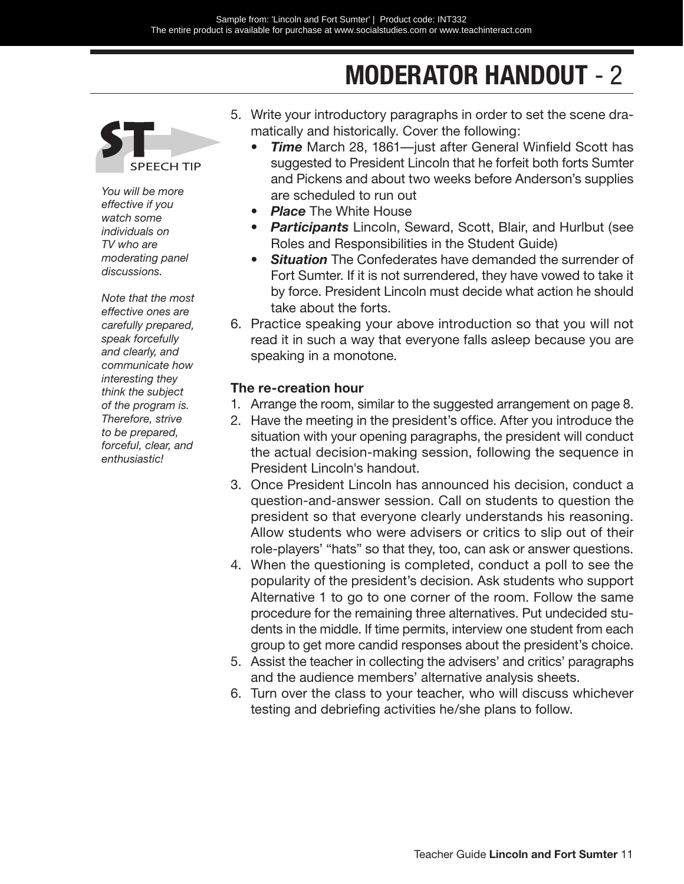# MODERATOR HANDOUT - 2

**ST SPEECH TIP**

*You will be more effective if you watch some individuals on TV who are moderating panel discussions.*

*Note that the most effective ones are carefully prepared, speak forcefully and clearly, and communicate how interesting they think the subject of the program is. Therefore, strive to be prepared, forceful, clear, and enthusiastic!*

5. Write your introductory paragraphs in order to set the scene dramatically and historically. Cover the following:
   - ***Time*** March 28, 1861—just after General Winfield Scott has suggested to President Lincoln that he forfeit both forts Sumter and Pickens and about two weeks before Anderson's supplies are scheduled to run out
   - ***Place*** The White House
   - ***Participants*** Lincoln, Seward, Scott, Blair, and Hurlbut (see Roles and Responsibilities in the Student Guide)
   - ***Situation*** The Confederates have demanded the surrender of Fort Sumter. If it is not surrendered, they have vowed to take it by force. President Lincoln must decide what action he should take about the forts.
6. Practice speaking your above introduction so that you will not read it in such a way that everyone falls asleep because you are speaking in a monotone.

**The re-creation hour**

1. Arrange the room, similar to the suggested arrangement on page 8.
2. Have the meeting in the president's office. After you introduce the situation with your opening paragraphs, the president will conduct the actual decision-making session, following the sequence in President Lincoln's handout.
3. Once President Lincoln has announced his decision, conduct a question-and-answer session. Call on students to question the president so that everyone clearly understands his reasoning. Allow students who were advisers or critics to slip out of their role-players' "hats" so that they, too, can ask or answer questions.
4. When the questioning is completed, conduct a poll to see the popularity of the president's decision. Ask students who support Alternative 1 to go to one corner of the room. Follow the same procedure for the remaining three alternatives. Put undecided students in the middle. If time permits, interview one student from each group to get more candid responses about the president's choice.
5. Assist the teacher in collecting the advisers' and critics' paragraphs and the audience members' alternative analysis sheets.
6. Turn over the class to your teacher, who will discuss whichever testing and debriefing activities he/she plans to follow.